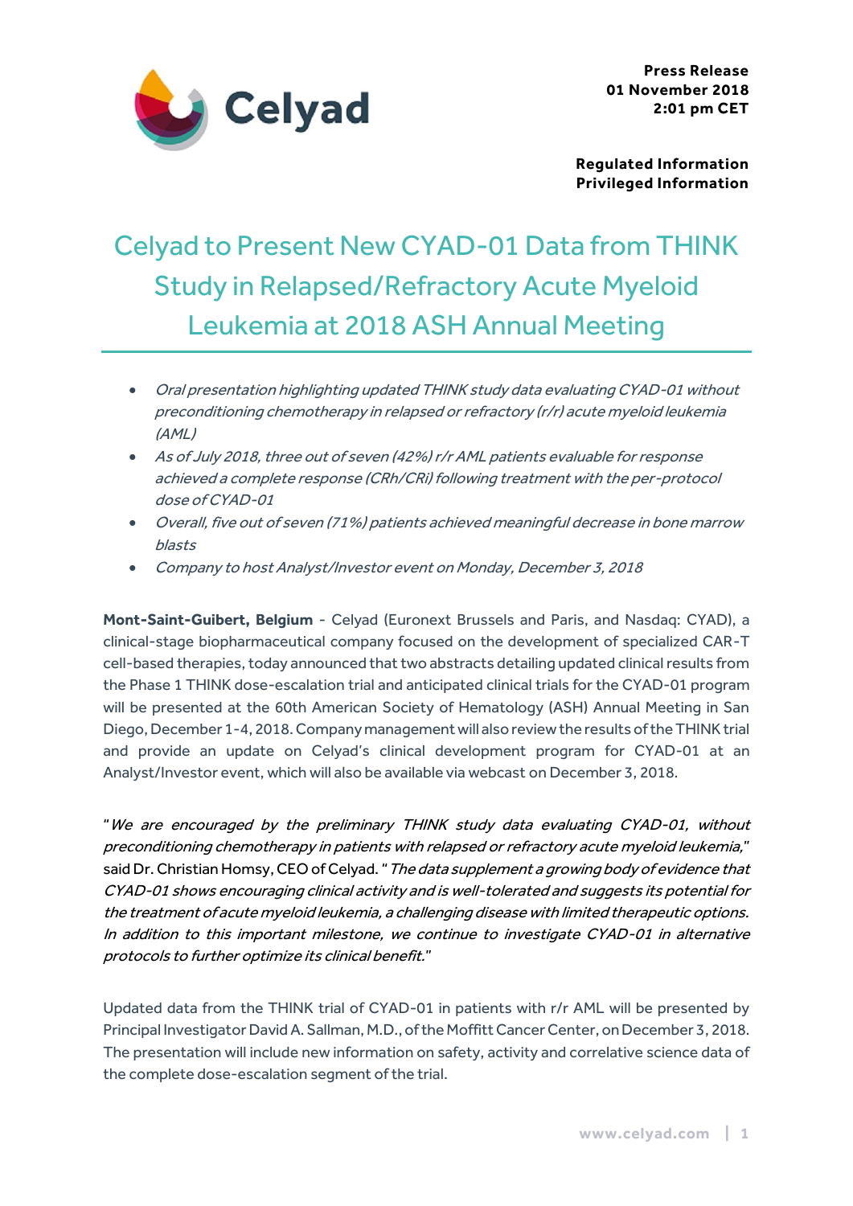**Press Release**
**01 November 2018**
**2:01 pm CET**

**Regulated Information**
**Privileged Information**

# Celyad to Present New CYAD-01 Data from THINK Study in Relapsed/Refractory Acute Myeloid Leukemia at 2018 ASH Annual Meeting

- *Oral presentation highlighting updated THINK study data evaluating CYAD-01 without preconditioning chemotherapy in relapsed or refractory (r/r) acute myeloid leukemia (AML)*
- *As of July 2018, three out of seven (42%) r/r AML patients evaluable for response achieved a complete response (CRh/CRi) following treatment with the per-protocol dose of CYAD-01*
- *Overall, five out of seven (71%) patients achieved meaningful decrease in bone marrow blasts*
- *Company to host Analyst/Investor event on Monday, December 3, 2018*

**Mont-Saint-Guibert, Belgium** - Celyad (Euronext Brussels and Paris, and Nasdaq: CYAD), a clinical-stage biopharmaceutical company focused on the development of specialized CAR-T cell-based therapies, today announced that two abstracts detailing updated clinical results from the Phase 1 THINK dose-escalation trial and anticipated clinical trials for the CYAD-01 program will be presented at the 60th American Society of Hematology (ASH) Annual Meeting in San Diego, December 1-4, 2018. Company management will also review the results of the THINK trial and provide an update on Celyad's clinical development program for CYAD-01 at an Analyst/Investor event, which will also be available via webcast on December 3, 2018.

"*We are encouraged by the preliminary THINK study data evaluating CYAD-01, without preconditioning chemotherapy in patients with relapsed or refractory acute myeloid leukemia,*" said Dr. Christian Homsy, CEO of Celyad. "*The data supplement a growing body of evidence that CYAD-01 shows encouraging clinical activity and is well-tolerated and suggests its potential for the treatment of acute myeloid leukemia, a challenging disease with limited therapeutic options. In addition to this important milestone, we continue to investigate CYAD-01 in alternative protocols to further optimize its clinical benefit.*"

Updated data from the THINK trial of CYAD-01 in patients with r/r AML will be presented by Principal Investigator David A. Sallman, M.D., of the Moffitt Cancer Center, on December 3, 2018. The presentation will include new information on safety, activity and correlative science data of the complete dose-escalation segment of the trial.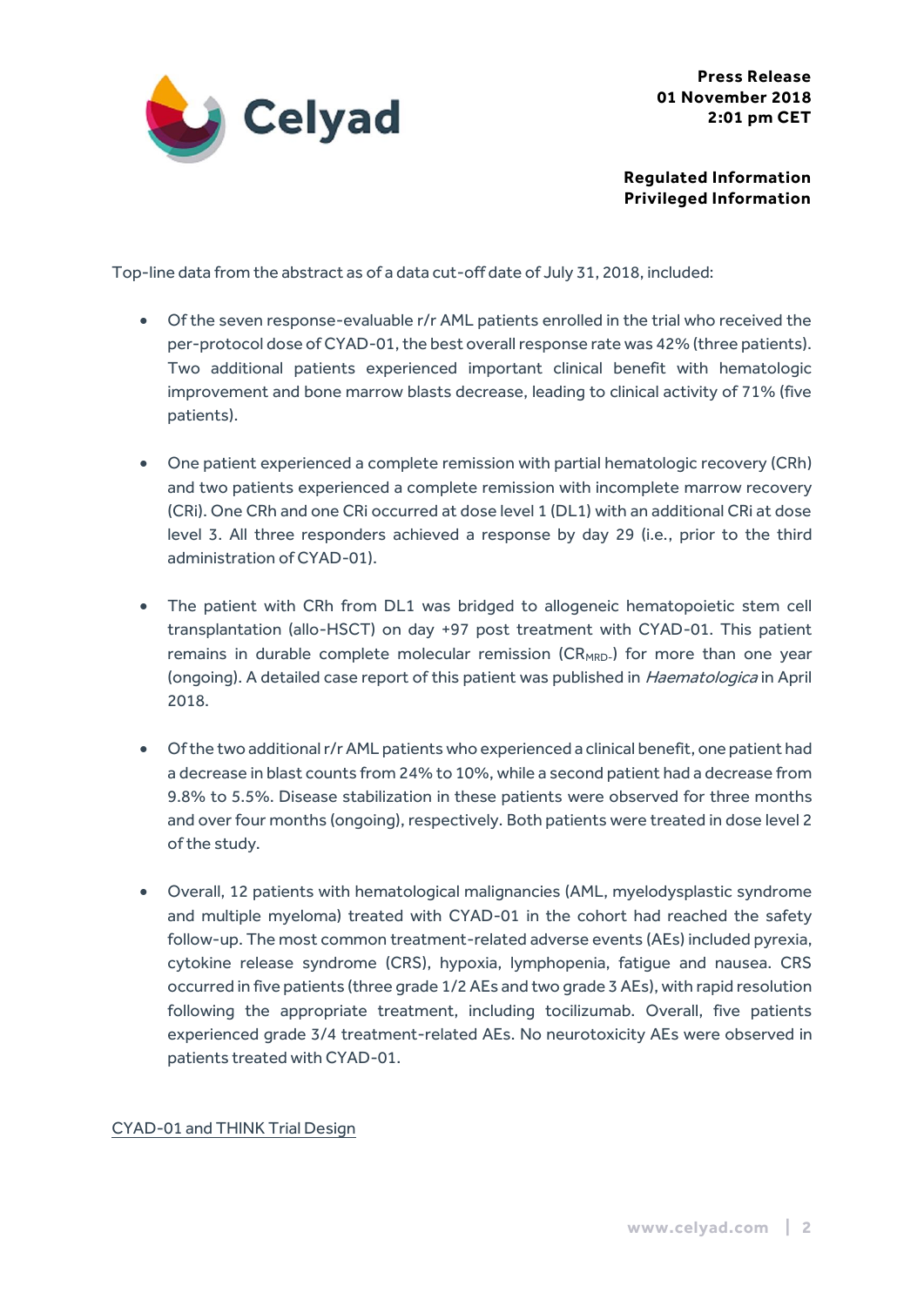Top-line data from the abstract as of a data cut-off date of July 31, 2018, included:

- Of the seven response-evaluable r/r AML patients enrolled in the trial who received the per-protocol dose of CYAD-01, the best overall response rate was 42% (three patients). Two additional patients experienced important clinical benefit with hematologic improvement and bone marrow blasts decrease, leading to clinical activity of 71% (five patients).

- One patient experienced a complete remission with partial hematologic recovery (CRh) and two patients experienced a complete remission with incomplete marrow recovery (CRi). One CRh and one CRi occurred at dose level 1 (DL1) with an additional CRi at dose level 3. All three responders achieved a response by day 29 (i.e., prior to the third administration of CYAD-01).

- The patient with CRh from DL1 was bridged to allogeneic hematopoietic stem cell transplantation (allo-HSCT) on day +97 post treatment with CYAD-01. This patient remains in durable complete molecular remission ($CR_{MRD-}$) for more than one year (ongoing). A detailed case report of this patient was published in *Haematologica* in April 2018.

- Of the two additional r/r AML patients who experienced a clinical benefit, one patient had a decrease in blast counts from 24% to 10%, while a second patient had a decrease from 9.8% to 5.5%. Disease stabilization in these patients were observed for three months and over four months (ongoing), respectively. Both patients were treated in dose level 2 of the study.

- Overall, 12 patients with hematological malignancies (AML, myelodysplastic syndrome and multiple myeloma) treated with CYAD-01 in the cohort had reached the safety follow-up. The most common treatment-related adverse events (AEs) included pyrexia, cytokine release syndrome (CRS), hypoxia, lymphopenia, fatigue and nausea. CRS occurred in five patients (three grade 1/2 AEs and two grade 3 AEs), with rapid resolution following the appropriate treatment, including tocilizumab. Overall, five patients experienced grade 3/4 treatment-related AEs. No neurotoxicity AEs were observed in patients treated with CYAD-01.

CYAD-01 and THINK Trial Design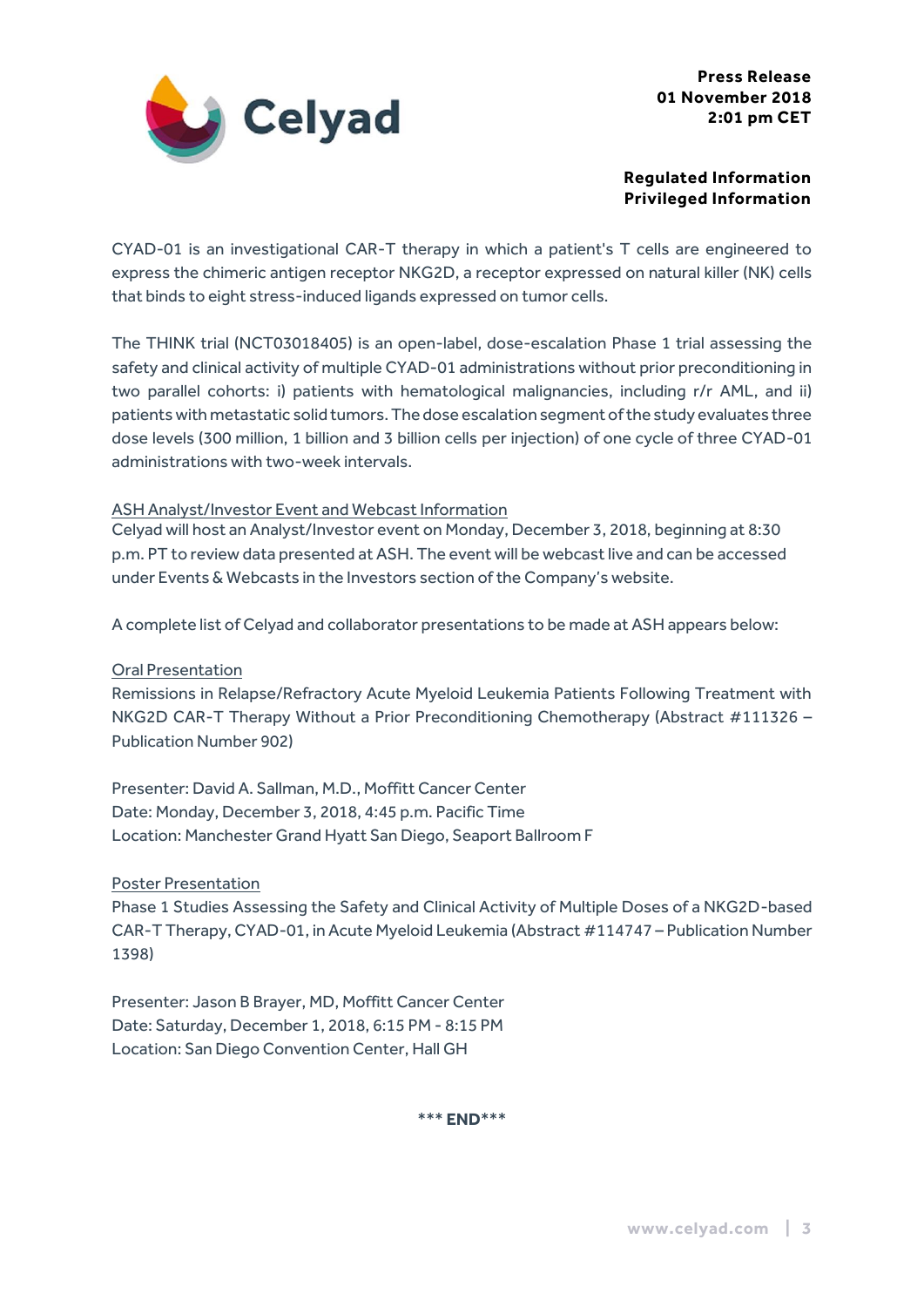**Press Release**
**01 November 2018**
**2:01 pm CET**

**Regulated Information**
**Privileged Information**

CYAD-01 is an investigational CAR-T therapy in which a patient's T cells are engineered to express the chimeric antigen receptor NKG2D, a receptor expressed on natural killer (NK) cells that binds to eight stress-induced ligands expressed on tumor cells.

The THINK trial (NCT03018405) is an open-label, dose-escalation Phase 1 trial assessing the safety and clinical activity of multiple CYAD-01 administrations without prior preconditioning in two parallel cohorts: i) patients with hematological malignancies, including r/r AML, and ii) patients with metastatic solid tumors. The dose escalation segment of the study evaluates three dose levels (300 million, 1 billion and 3 billion cells per injection) of one cycle of three CYAD-01 administrations with two-week intervals.

<u>ASH Analyst/Investor Event and Webcast Information</u>
Celyad will host an Analyst/Investor event on Monday, December 3, 2018, beginning at 8:30 p.m. PT to review data presented at ASH. The event will be webcast live and can be accessed under Events & Webcasts in the Investors section of the Company's website.

A complete list of Celyad and collaborator presentations to be made at ASH appears below:

<u>Oral Presentation</u>
Remissions in Relapse/Refractory Acute Myeloid Leukemia Patients Following Treatment with NKG2D CAR-T Therapy Without a Prior Preconditioning Chemotherapy (Abstract #111326 – Publication Number 902)

Presenter: David A. Sallman, M.D., Moffitt Cancer Center
Date: Monday, December 3, 2018, 4:45 p.m. Pacific Time
Location: Manchester Grand Hyatt San Diego, Seaport Ballroom F

<u>Poster Presentation</u>
Phase 1 Studies Assessing the Safety and Clinical Activity of Multiple Doses of a NKG2D-based CAR-T Therapy, CYAD-01, in Acute Myeloid Leukemia (Abstract #114747 – Publication Number 1398)

Presenter: Jason B Brayer, MD, Moffitt Cancer Center
Date: Saturday, December 1, 2018, 6:15 PM - 8:15 PM
Location: San Diego Convention Center, Hall GH

\*\*\* **END**\*\*\*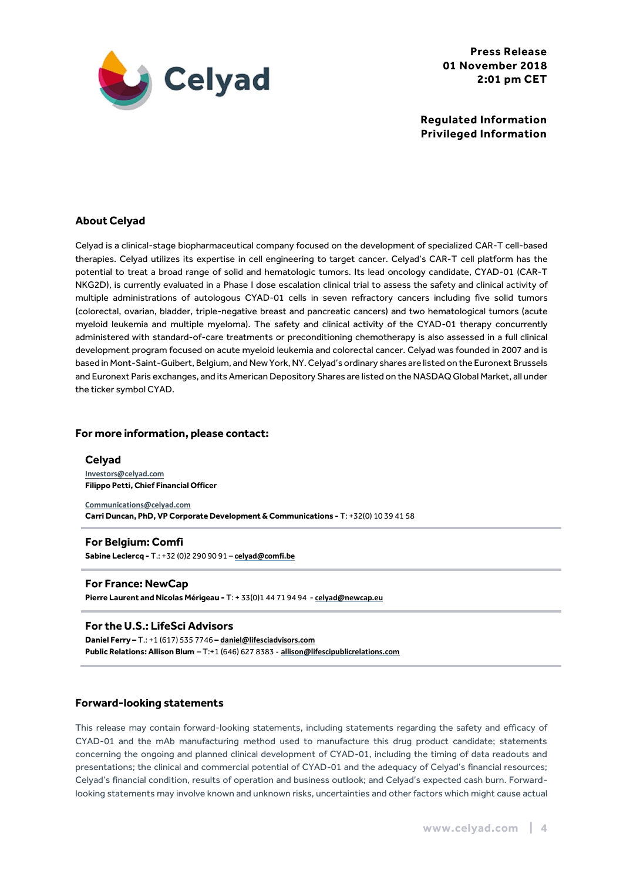**Press Release**
**01 November 2018**
**2:01 pm CET**

**Regulated Information**
**Privileged Information**

## About Celyad

Celyad is a clinical-stage biopharmaceutical company focused on the development of specialized CAR-T cell-based therapies. Celyad utilizes its expertise in cell engineering to target cancer. Celyad's CAR-T cell platform has the potential to treat a broad range of solid and hematologic tumors. Its lead oncology candidate, CYAD-01 (CAR-T NKG2D), is currently evaluated in a Phase I dose escalation clinical trial to assess the safety and clinical activity of multiple administrations of autologous CYAD-01 cells in seven refractory cancers including five solid tumors (colorectal, ovarian, bladder, triple-negative breast and pancreatic cancers) and two hematological tumors (acute myeloid leukemia and multiple myeloma). The safety and clinical activity of the CYAD-01 therapy concurrently administered with standard-of-care treatments or preconditioning chemotherapy is also assessed in a full clinical development program focused on acute myeloid leukemia and colorectal cancer. Celyad was founded in 2007 and is based in Mont-Saint-Guibert, Belgium, and New York, NY. Celyad's ordinary shares are listed on the Euronext Brussels and Euronext Paris exchanges, and its American Depository Shares are listed on the NASDAQ Global Market, all under the ticker symbol CYAD.

## For more information, please contact:

### Celyad

Investors@celyad.com
**Filippo Petti, Chief Financial Officer**

Communications@celyad.com
**Carri Duncan, PhD, VP Corporate Development & Communications -** T: +32(0) 10 39 41 58

### For Belgium: Comfi

**Sabine Leclercq -** T.: +32 (0)2 290 90 91 – **celyad@comfi.be**

### For France: NewCap

**Pierre Laurent and Nicolas Mérigeau -** T: + 33(0)1 44 71 94 94 - **celyad@newcap.eu**

### For the U.S.: LifeSci Advisors

**Daniel Ferry –** T.: +1 (617) 535 7746 **– daniel@lifesciadvisors.com**
**Public Relations: Allison Blum** – T:+1 (646) 627 8383 - **allison@lifescipublicrelations.com**

## Forward-looking statements

This release may contain forward-looking statements, including statements regarding the safety and efficacy of CYAD-01 and the mAb manufacturing method used to manufacture this drug product candidate; statements concerning the ongoing and planned clinical development of CYAD-01, including the timing of data readouts and presentations; the clinical and commercial potential of CYAD-01 and the adequacy of Celyad's financial resources; Celyad's financial condition, results of operation and business outlook; and Celyad's expected cash burn. Forward-looking statements may involve known and unknown risks, uncertainties and other factors which might cause actual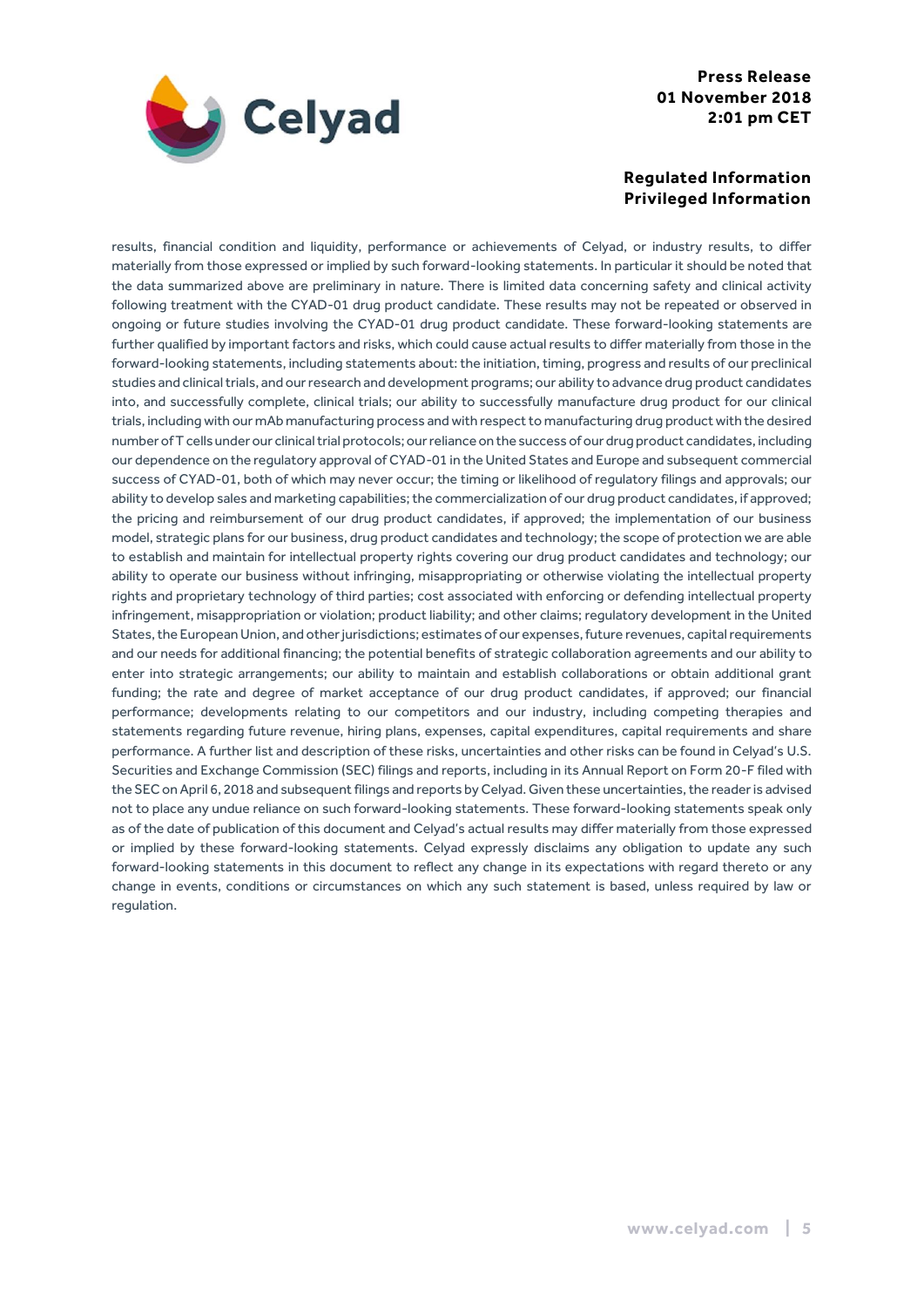results, financial condition and liquidity, performance or achievements of Celyad, or industry results, to differ materially from those expressed or implied by such forward-looking statements. In particular it should be noted that the data summarized above are preliminary in nature. There is limited data concerning safety and clinical activity following treatment with the CYAD-01 drug product candidate. These results may not be repeated or observed in ongoing or future studies involving the CYAD-01 drug product candidate. These forward-looking statements are further qualified by important factors and risks, which could cause actual results to differ materially from those in the forward-looking statements, including statements about: the initiation, timing, progress and results of our preclinical studies and clinical trials, and our research and development programs; our ability to advance drug product candidates into, and successfully complete, clinical trials; our ability to successfully manufacture drug product for our clinical trials, including with our mAb manufacturing process and with respect to manufacturing drug product with the desired number of T cells under our clinical trial protocols; our reliance on the success of our drug product candidates, including our dependence on the regulatory approval of CYAD-01 in the United States and Europe and subsequent commercial success of CYAD-01, both of which may never occur; the timing or likelihood of regulatory filings and approvals; our ability to develop sales and marketing capabilities; the commercialization of our drug product candidates, if approved; the pricing and reimbursement of our drug product candidates, if approved; the implementation of our business model, strategic plans for our business, drug product candidates and technology; the scope of protection we are able to establish and maintain for intellectual property rights covering our drug product candidates and technology; our ability to operate our business without infringing, misappropriating or otherwise violating the intellectual property rights and proprietary technology of third parties; cost associated with enforcing or defending intellectual property infringement, misappropriation or violation; product liability; and other claims; regulatory development in the United States, the European Union, and other jurisdictions; estimates of our expenses, future revenues, capital requirements and our needs for additional financing; the potential benefits of strategic collaboration agreements and our ability to enter into strategic arrangements; our ability to maintain and establish collaborations or obtain additional grant funding; the rate and degree of market acceptance of our drug product candidates, if approved; our financial performance; developments relating to our competitors and our industry, including competing therapies and statements regarding future revenue, hiring plans, expenses, capital expenditures, capital requirements and share performance. A further list and description of these risks, uncertainties and other risks can be found in Celyad's U.S. Securities and Exchange Commission (SEC) filings and reports, including in its Annual Report on Form 20-F filed with the SEC on April 6, 2018 and subsequent filings and reports by Celyad. Given these uncertainties, the reader is advised not to place any undue reliance on such forward-looking statements. These forward-looking statements speak only as of the date of publication of this document and Celyad's actual results may differ materially from those expressed or implied by these forward-looking statements. Celyad expressly disclaims any obligation to update any such forward-looking statements in this document to reflect any change in its expectations with regard thereto or any change in events, conditions or circumstances on which any such statement is based, unless required by law or regulation.